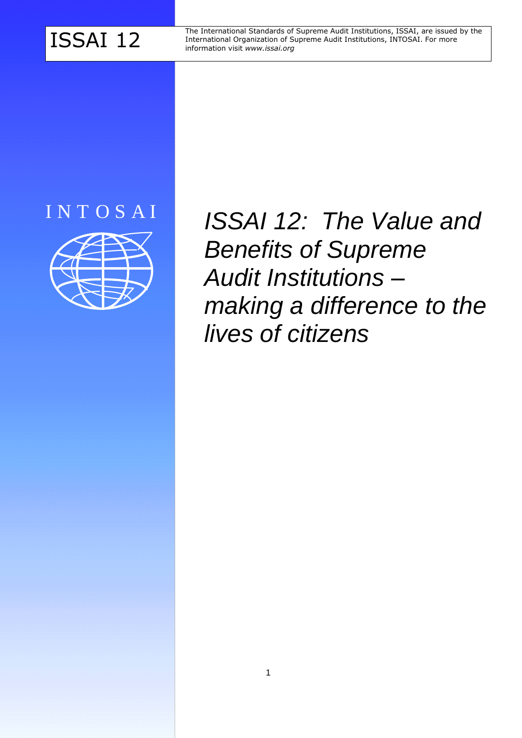ISSAI 12

The International Standards of Supreme Audit Institutions, ISSAI, are issued by the International Organization of Supreme Audit Institutions, INTOSAI. For more information visit *www.issai.org*

INTOSAI

# *ISSAI 12: The Value and Benefits of Supreme Audit Institutions – making a difference to the lives of citizens*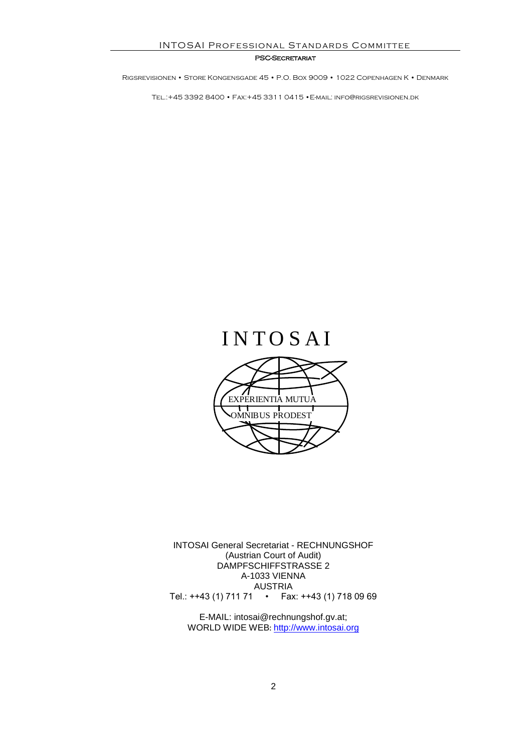INTOSAI Professional Standards Committee

PSC-Secretariat

Rigsrevisionen • Store Kongensgade 45 • P.O. Box 9009 • 1022 Copenhagen K • Denmark

Tel.:+45 3392 8400 • Fax:+45 3311 0415 •E-mail: info@rigsrevisionen.dk

INTOSAI

EXPERIENTIA MUTUA

OMNIBUS PRODEST

INTOSAI General Secretariat - RECHNUNGSHOF
(Austrian Court of Audit)
DAMPFSCHIFFSTRASSE 2
A-1033 VIENNA
AUSTRIA
Tel.: ++43 (1) 711 71 • Fax: ++43 (1) 718 09 69

E-MAIL: intosai@rechnungshof.gv.at;
WORLD WIDE WEB: http://www.intosai.org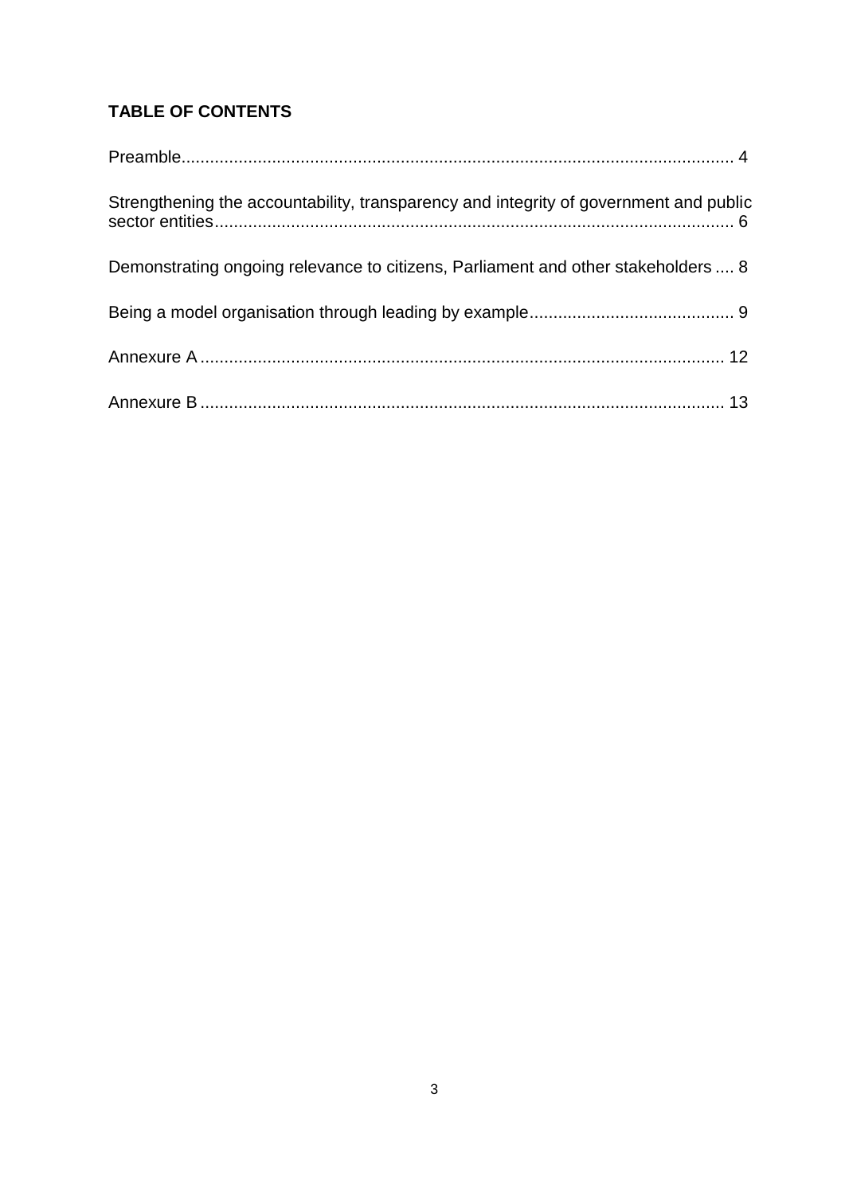## TABLE OF CONTENTS

Preamble.................................................................................................................. 4

Strengthening the accountability, transparency and integrity of government and public sector entities........................................................................................................... 6

Demonstrating ongoing relevance to citizens, Parliament and other stakeholders .... 8

Being a model organisation through leading by example.......................................... 9

Annexure A ............................................................................................................ 12

Annexure B ............................................................................................................ 13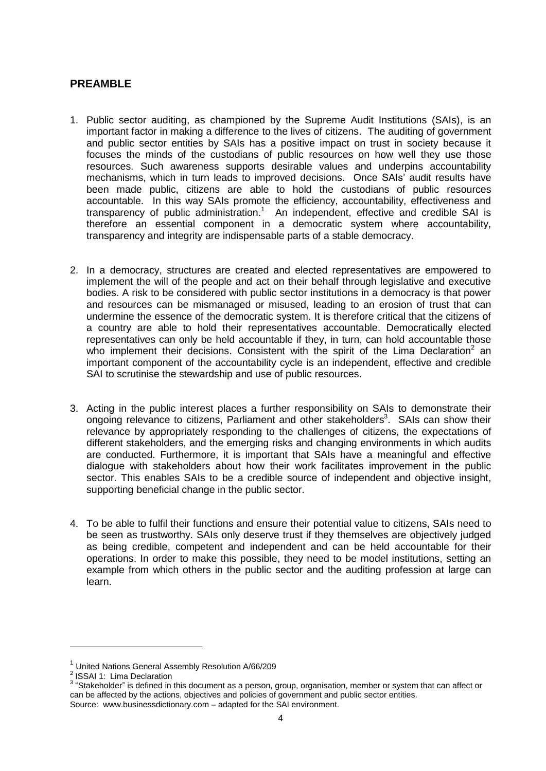## PREAMBLE

1. Public sector auditing, as championed by the Supreme Audit Institutions (SAIs), is an important factor in making a difference to the lives of citizens. The auditing of government and public sector entities by SAIs has a positive impact on trust in society because it focuses the minds of the custodians of public resources on how well they use those resources. Such awareness supports desirable values and underpins accountability mechanisms, which in turn leads to improved decisions. Once SAIs' audit results have been made public, citizens are able to hold the custodians of public resources accountable. In this way SAIs promote the efficiency, accountability, effectiveness and transparency of public administration.[1] An independent, effective and credible SAI is therefore an essential component in a democratic system where accountability, transparency and integrity are indispensable parts of a stable democracy.

2. In a democracy, structures are created and elected representatives are empowered to implement the will of the people and act on their behalf through legislative and executive bodies. A risk to be considered with public sector institutions in a democracy is that power and resources can be mismanaged or misused, leading to an erosion of trust that can undermine the essence of the democratic system. It is therefore critical that the citizens of a country are able to hold their representatives accountable. Democratically elected representatives can only be held accountable if they, in turn, can hold accountable those who implement their decisions. Consistent with the spirit of the Lima Declaration[2] an important component of the accountability cycle is an independent, effective and credible SAI to scrutinise the stewardship and use of public resources.

3. Acting in the public interest places a further responsibility on SAIs to demonstrate their ongoing relevance to citizens, Parliament and other stakeholders[3]. SAIs can show their relevance by appropriately responding to the challenges of citizens, the expectations of different stakeholders, and the emerging risks and changing environments in which audits are conducted. Furthermore, it is important that SAIs have a meaningful and effective dialogue with stakeholders about how their work facilitates improvement in the public sector. This enables SAIs to be a credible source of independent and objective insight, supporting beneficial change in the public sector.

4. To be able to fulfil their functions and ensure their potential value to citizens, SAIs need to be seen as trustworthy. SAIs only deserve trust if they themselves are objectively judged as being credible, competent and independent and can be held accountable for their operations. In order to make this possible, they need to be model institutions, setting an example from which others in the public sector and the auditing profession at large can learn.

---

[1] United Nations General Assembly Resolution A/66/209

[2] ISSAI 1: Lima Declaration

[3] "Stakeholder" is defined in this document as a person, group, organisation, member or system that can affect or can be affected by the actions, objectives and policies of government and public sector entities. Source: www.businessdictionary.com – adapted for the SAI environment.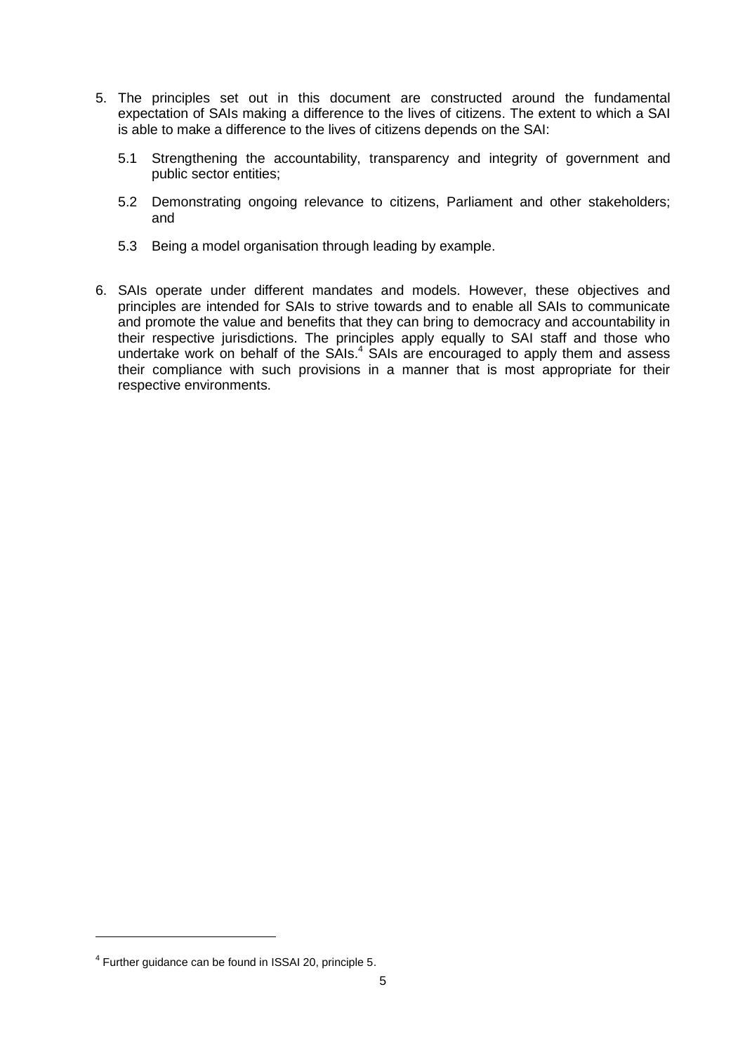5. The principles set out in this document are constructed around the fundamental expectation of SAIs making a difference to the lives of citizens. The extent to which a SAI is able to make a difference to the lives of citizens depends on the SAI:

   5.1 Strengthening the accountability, transparency and integrity of government and public sector entities;

   5.2 Demonstrating ongoing relevance to citizens, Parliament and other stakeholders; and

   5.3 Being a model organisation through leading by example.

6. SAIs operate under different mandates and models. However, these objectives and principles are intended for SAIs to strive towards and to enable all SAIs to communicate and promote the value and benefits that they can bring to democracy and accountability in their respective jurisdictions. The principles apply equally to SAI staff and those who undertake work on behalf of the SAIs.[4] SAIs are encouraged to apply them and assess their compliance with such provisions in a manner that is most appropriate for their respective environments.

---

[4] Further guidance can be found in ISSAI 20, principle 5.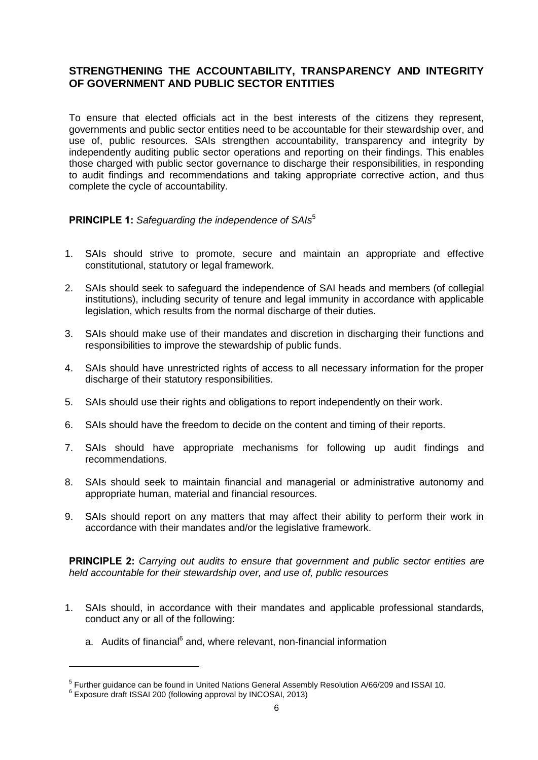## STRENGTHENING THE ACCOUNTABILITY, TRANSPARENCY AND INTEGRITY OF GOVERNMENT AND PUBLIC SECTOR ENTITIES

To ensure that elected officials act in the best interests of the citizens they represent, governments and public sector entities need to be accountable for their stewardship over, and use of, public resources. SAIs strengthen accountability, transparency and integrity by independently auditing public sector operations and reporting on their findings. This enables those charged with public sector governance to discharge their responsibilities, in responding to audit findings and recommendations and taking appropriate corrective action, and thus complete the cycle of accountability.

**PRINCIPLE 1:** *Safeguarding the independence of SAIs*[5]

1. SAIs should strive to promote, secure and maintain an appropriate and effective constitutional, statutory or legal framework.
2. SAIs should seek to safeguard the independence of SAI heads and members (of collegial institutions), including security of tenure and legal immunity in accordance with applicable legislation, which results from the normal discharge of their duties.
3. SAIs should make use of their mandates and discretion in discharging their functions and responsibilities to improve the stewardship of public funds.
4. SAIs should have unrestricted rights of access to all necessary information for the proper discharge of their statutory responsibilities.
5. SAIs should use their rights and obligations to report independently on their work.
6. SAIs should have the freedom to decide on the content and timing of their reports.
7. SAIs should have appropriate mechanisms for following up audit findings and recommendations.
8. SAIs should seek to maintain financial and managerial or administrative autonomy and appropriate human, material and financial resources.
9. SAIs should report on any matters that may affect their ability to perform their work in accordance with their mandates and/or the legislative framework.

**PRINCIPLE 2:** *Carrying out audits to ensure that government and public sector entities are held accountable for their stewardship over, and use of, public resources*

1. SAIs should, in accordance with their mandates and applicable professional standards, conduct any or all of the following:
   a. Audits of financial[6] and, where relevant, non-financial information

---

[5] Further guidance can be found in United Nations General Assembly Resolution A/66/209 and ISSAI 10.
[6] Exposure draft ISSAI 200 (following approval by INCOSAI, 2013)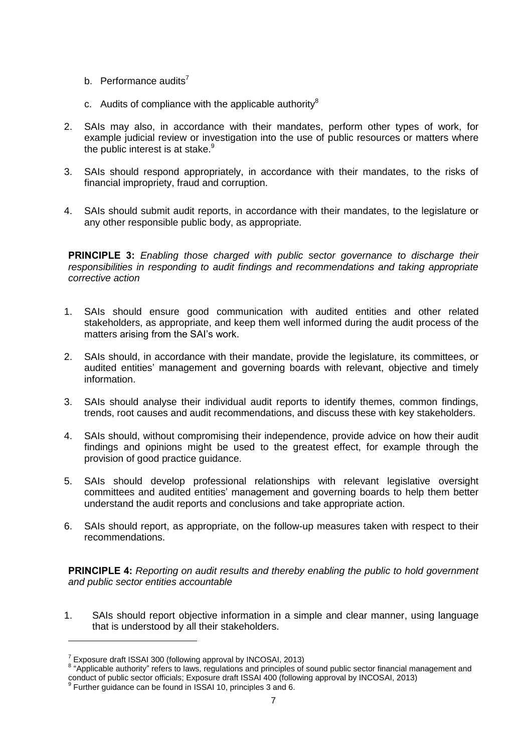b. Performance audits[7]

c. Audits of compliance with the applicable authority[8]

2. SAIs may also, in accordance with their mandates, perform other types of work, for example judicial review or investigation into the use of public resources or matters where the public interest is at stake.[9]

3. SAIs should respond appropriately, in accordance with their mandates, to the risks of financial impropriety, fraud and corruption.

4. SAIs should submit audit reports, in accordance with their mandates, to the legislature or any other responsible public body, as appropriate.

**PRINCIPLE 3:** *Enabling those charged with public sector governance to discharge their responsibilities in responding to audit findings and recommendations and taking appropriate corrective action*

1. SAIs should ensure good communication with audited entities and other related stakeholders, as appropriate, and keep them well informed during the audit process of the matters arising from the SAI's work.

2. SAIs should, in accordance with their mandate, provide the legislature, its committees, or audited entities' management and governing boards with relevant, objective and timely information.

3. SAIs should analyse their individual audit reports to identify themes, common findings, trends, root causes and audit recommendations, and discuss these with key stakeholders.

4. SAIs should, without compromising their independence, provide advice on how their audit findings and opinions might be used to the greatest effect, for example through the provision of good practice guidance.

5. SAIs should develop professional relationships with relevant legislative oversight committees and audited entities' management and governing boards to help them better understand the audit reports and conclusions and take appropriate action.

6. SAIs should report, as appropriate, on the follow-up measures taken with respect to their recommendations.

**PRINCIPLE 4:** *Reporting on audit results and thereby enabling the public to hold government and public sector entities accountable*

1. SAIs should report objective information in a simple and clear manner, using language that is understood by all their stakeholders.

---

[7] Exposure draft ISSAI 300 (following approval by INCOSAI, 2013)

[8] "Applicable authority" refers to laws, regulations and principles of sound public sector financial management and conduct of public sector officials; Exposure draft ISSAI 400 (following approval by INCOSAI, 2013)

[9] Further guidance can be found in ISSAI 10, principles 3 and 6.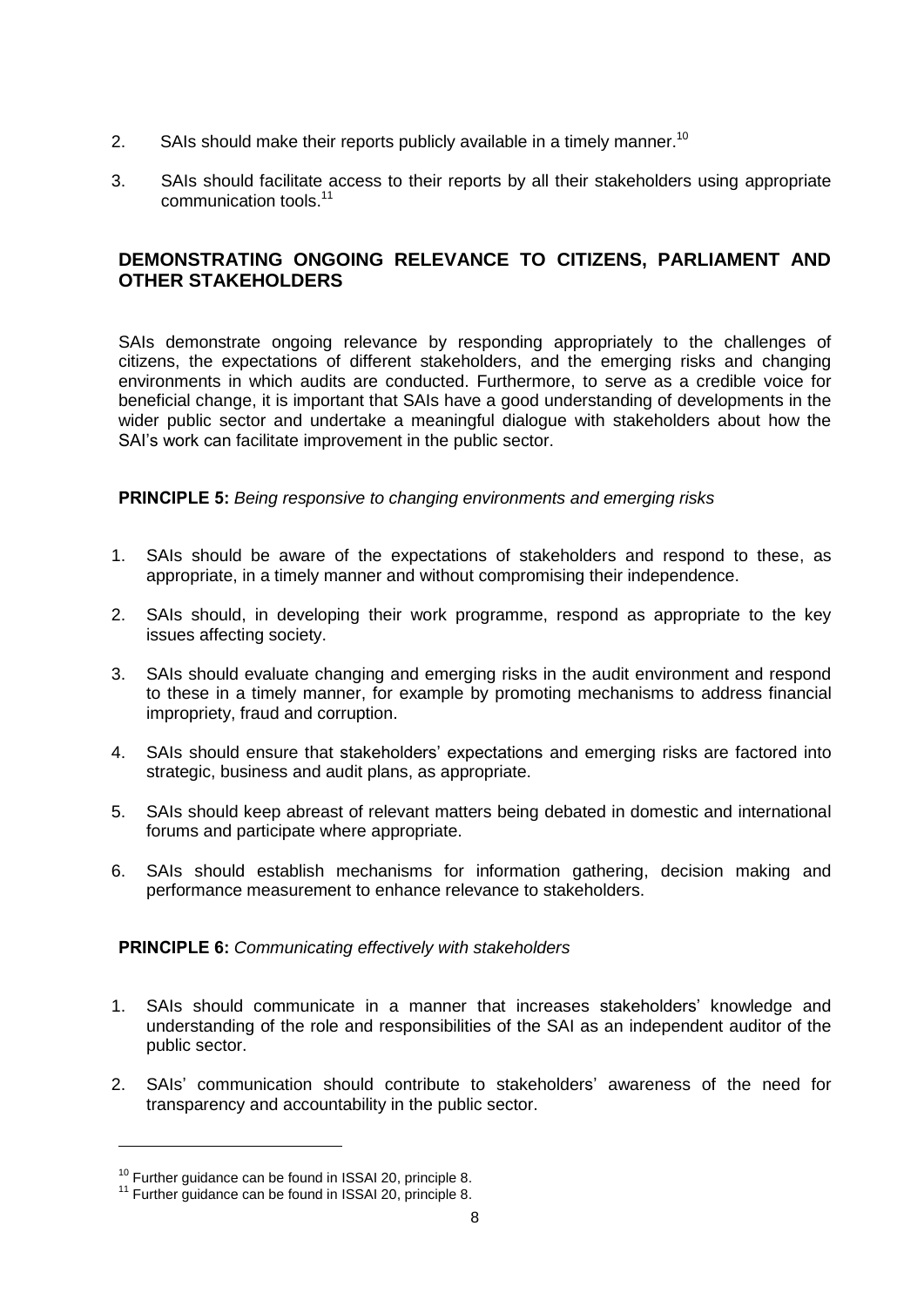2. SAIs should make their reports publicly available in a timely manner.[10]

3. SAIs should facilitate access to their reports by all their stakeholders using appropriate communication tools.[11]

## DEMONSTRATING ONGOING RELEVANCE TO CITIZENS, PARLIAMENT AND OTHER STAKEHOLDERS

SAIs demonstrate ongoing relevance by responding appropriately to the challenges of citizens, the expectations of different stakeholders, and the emerging risks and changing environments in which audits are conducted. Furthermore, to serve as a credible voice for beneficial change, it is important that SAIs have a good understanding of developments in the wider public sector and undertake a meaningful dialogue with stakeholders about how the SAI's work can facilitate improvement in the public sector.

**PRINCIPLE 5:** *Being responsive to changing environments and emerging risks*

1. SAIs should be aware of the expectations of stakeholders and respond to these, as appropriate, in a timely manner and without compromising their independence.

2. SAIs should, in developing their work programme, respond as appropriate to the key issues affecting society.

3. SAIs should evaluate changing and emerging risks in the audit environment and respond to these in a timely manner, for example by promoting mechanisms to address financial impropriety, fraud and corruption.

4. SAIs should ensure that stakeholders' expectations and emerging risks are factored into strategic, business and audit plans, as appropriate.

5. SAIs should keep abreast of relevant matters being debated in domestic and international forums and participate where appropriate.

6. SAIs should establish mechanisms for information gathering, decision making and performance measurement to enhance relevance to stakeholders.

**PRINCIPLE 6:** *Communicating effectively with stakeholders*

1. SAIs should communicate in a manner that increases stakeholders' knowledge and understanding of the role and responsibilities of the SAI as an independent auditor of the public sector.

2. SAIs' communication should contribute to stakeholders' awareness of the need for transparency and accountability in the public sector.

---

[10] Further guidance can be found in ISSAI 20, principle 8.

[11] Further guidance can be found in ISSAI 20, principle 8.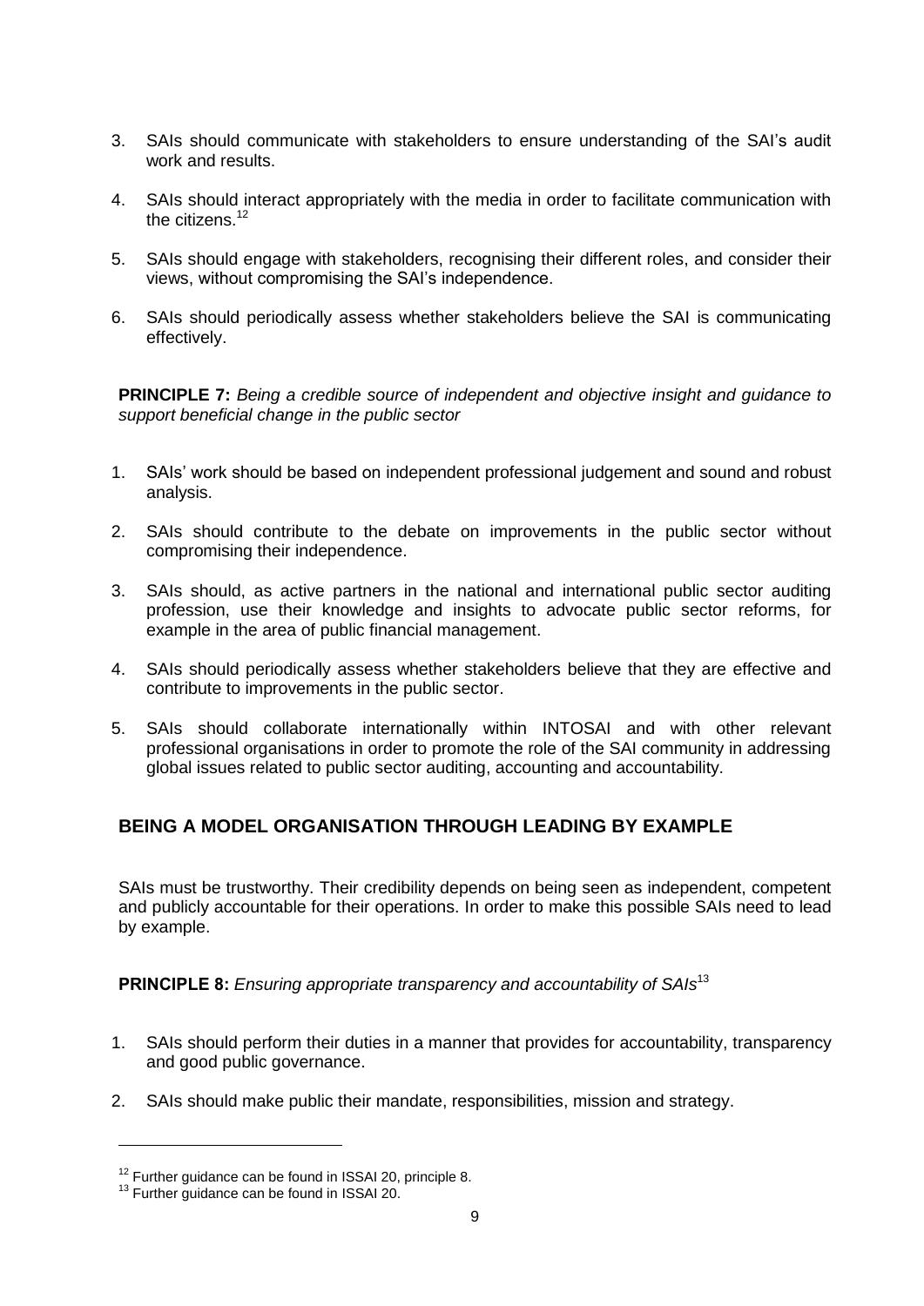3. SAIs should communicate with stakeholders to ensure understanding of the SAI's audit work and results.

4. SAIs should interact appropriately with the media in order to facilitate communication with the citizens.[12]

5. SAIs should engage with stakeholders, recognising their different roles, and consider their views, without compromising the SAI's independence.

6. SAIs should periodically assess whether stakeholders believe the SAI is communicating effectively.

**PRINCIPLE 7:** *Being a credible source of independent and objective insight and guidance to support beneficial change in the public sector*

1. SAIs' work should be based on independent professional judgement and sound and robust analysis.

2. SAIs should contribute to the debate on improvements in the public sector without compromising their independence.

3. SAIs should, as active partners in the national and international public sector auditing profession, use their knowledge and insights to advocate public sector reforms, for example in the area of public financial management.

4. SAIs should periodically assess whether stakeholders believe that they are effective and contribute to improvements in the public sector.

5. SAIs should collaborate internationally within INTOSAI and with other relevant professional organisations in order to promote the role of the SAI community in addressing global issues related to public sector auditing, accounting and accountability.

## BEING A MODEL ORGANISATION THROUGH LEADING BY EXAMPLE

SAIs must be trustworthy. Their credibility depends on being seen as independent, competent and publicly accountable for their operations. In order to make this possible SAIs need to lead by example.

**PRINCIPLE 8:** *Ensuring appropriate transparency and accountability of SAIs*[13]

1. SAIs should perform their duties in a manner that provides for accountability, transparency and good public governance.

2. SAIs should make public their mandate, responsibilities, mission and strategy.

---

[12] Further guidance can be found in ISSAI 20, principle 8.

[13] Further guidance can be found in ISSAI 20.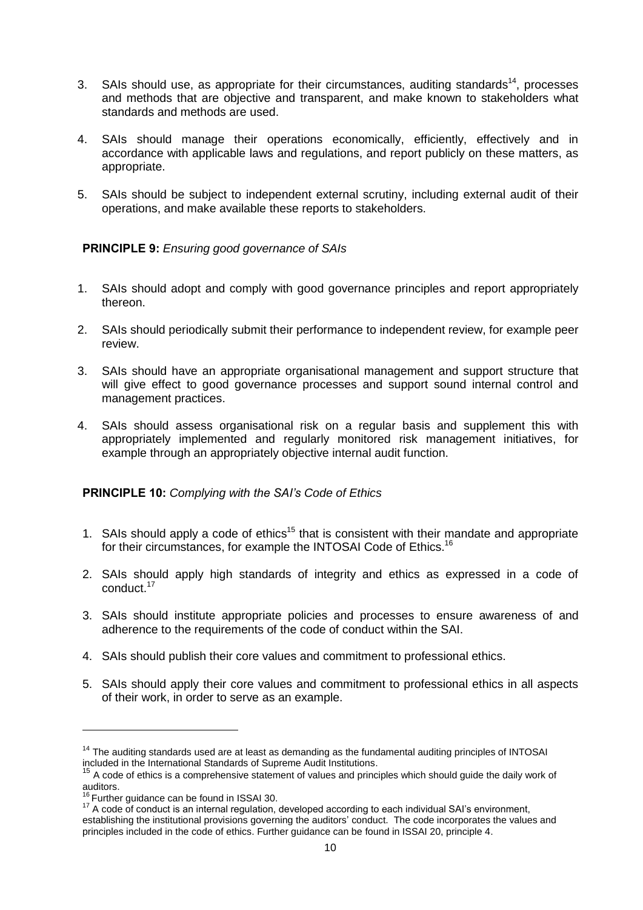3. SAIs should use, as appropriate for their circumstances, auditing standards[14], processes and methods that are objective and transparent, and make known to stakeholders what standards and methods are used.

4. SAIs should manage their operations economically, efficiently, effectively and in accordance with applicable laws and regulations, and report publicly on these matters, as appropriate.

5. SAIs should be subject to independent external scrutiny, including external audit of their operations, and make available these reports to stakeholders.

**PRINCIPLE 9:** *Ensuring good governance of SAIs*

1. SAIs should adopt and comply with good governance principles and report appropriately thereon.

2. SAIs should periodically submit their performance to independent review, for example peer review.

3. SAIs should have an appropriate organisational management and support structure that will give effect to good governance processes and support sound internal control and management practices.

4. SAIs should assess organisational risk on a regular basis and supplement this with appropriately implemented and regularly monitored risk management initiatives, for example through an appropriately objective internal audit function.

**PRINCIPLE 10:** *Complying with the SAI's Code of Ethics*

1. SAIs should apply a code of ethics[15] that is consistent with their mandate and appropriate for their circumstances, for example the INTOSAI Code of Ethics.[16]

2. SAIs should apply high standards of integrity and ethics as expressed in a code of conduct.[17]

3. SAIs should institute appropriate policies and processes to ensure awareness of and adherence to the requirements of the code of conduct within the SAI.

4. SAIs should publish their core values and commitment to professional ethics.

5. SAIs should apply their core values and commitment to professional ethics in all aspects of their work, in order to serve as an example.

---

[14] The auditing standards used are at least as demanding as the fundamental auditing principles of INTOSAI included in the International Standards of Supreme Audit Institutions.

[15] A code of ethics is a comprehensive statement of values and principles which should guide the daily work of auditors.

[16] Further guidance can be found in ISSAI 30.

[17] A code of conduct is an internal regulation, developed according to each individual SAI's environment, establishing the institutional provisions governing the auditors' conduct. The code incorporates the values and principles included in the code of ethics. Further guidance can be found in ISSAI 20, principle 4.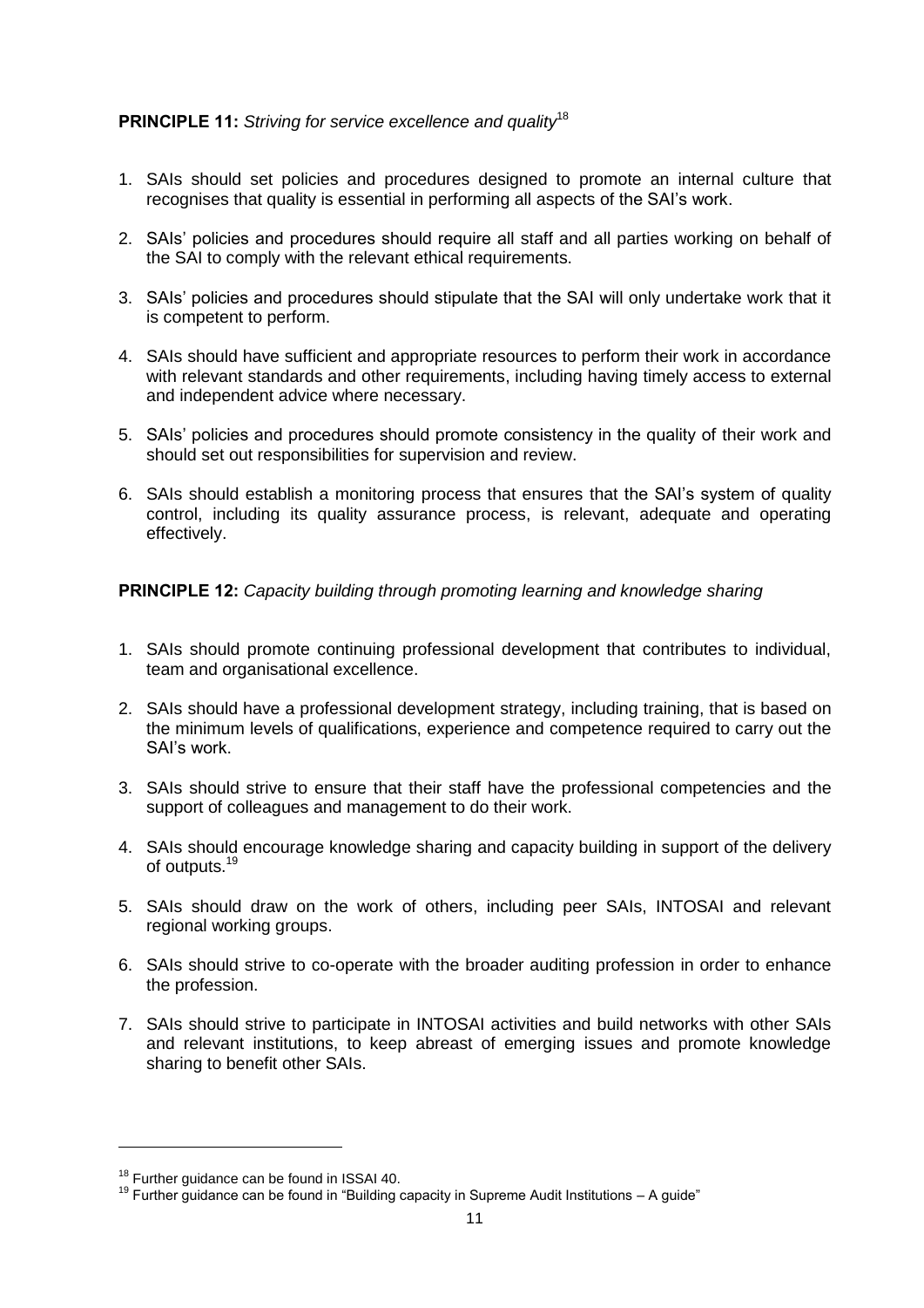**PRINCIPLE 11:** *Striving for service excellence and quality*[18]

1. SAIs should set policies and procedures designed to promote an internal culture that recognises that quality is essential in performing all aspects of the SAI's work.
2. SAIs' policies and procedures should require all staff and all parties working on behalf of the SAI to comply with the relevant ethical requirements.
3. SAIs' policies and procedures should stipulate that the SAI will only undertake work that it is competent to perform.
4. SAIs should have sufficient and appropriate resources to perform their work in accordance with relevant standards and other requirements, including having timely access to external and independent advice where necessary.
5. SAIs' policies and procedures should promote consistency in the quality of their work and should set out responsibilities for supervision and review.
6. SAIs should establish a monitoring process that ensures that the SAI's system of quality control, including its quality assurance process, is relevant, adequate and operating effectively.

**PRINCIPLE 12:** *Capacity building through promoting learning and knowledge sharing*

1. SAIs should promote continuing professional development that contributes to individual, team and organisational excellence.
2. SAIs should have a professional development strategy, including training, that is based on the minimum levels of qualifications, experience and competence required to carry out the SAI's work.
3. SAIs should strive to ensure that their staff have the professional competencies and the support of colleagues and management to do their work.
4. SAIs should encourage knowledge sharing and capacity building in support of the delivery of outputs.[19]
5. SAIs should draw on the work of others, including peer SAIs, INTOSAI and relevant regional working groups.
6. SAIs should strive to co-operate with the broader auditing profession in order to enhance the profession.
7. SAIs should strive to participate in INTOSAI activities and build networks with other SAIs and relevant institutions, to keep abreast of emerging issues and promote knowledge sharing to benefit other SAIs.

---

[18] Further guidance can be found in ISSAI 40.

[19] Further guidance can be found in "Building capacity in Supreme Audit Institutions – A guide"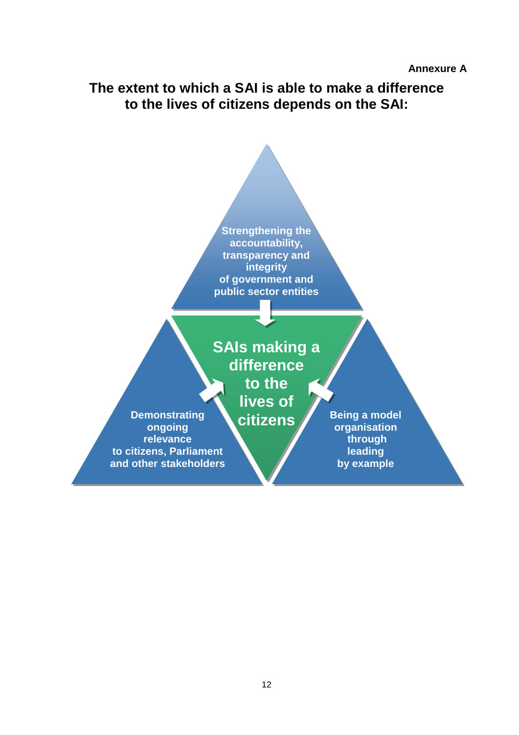**Annexure A**

## The extent to which a SAI is able to make a difference to the lives of citizens depends on the SAI:

Strengthening the accountability, transparency and integrity of government and public sector entities

SAIs making a difference to the lives of citizens

Demonstrating ongoing relevance to citizens, Parliament and other stakeholders

Being a model organisation through leading by example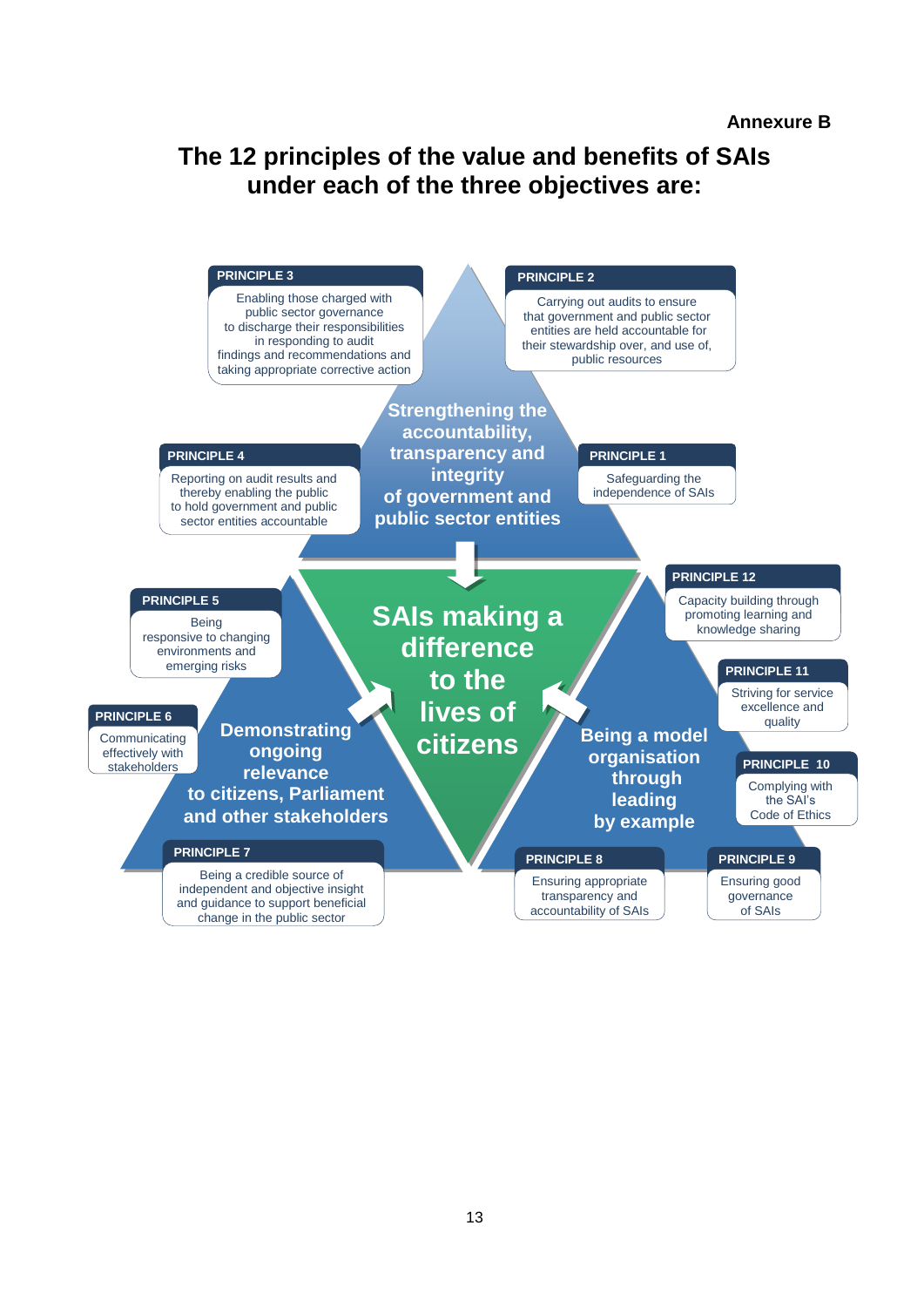Annexure B

# The 12 principles of the value and benefits of SAIs under each of the three objectives are:

**Strengthening the accountability, transparency and integrity of government and public sector entities**

**PRINCIPLE 1**
Safeguarding the independence of SAIs

**PRINCIPLE 2**
Carrying out audits to ensure that government and public sector entities are held accountable for their stewardship over, and use of, public resources

**PRINCIPLE 3**
Enabling those charged with public sector governance to discharge their responsibilities in responding to audit findings and recommendations and taking appropriate corrective action

**PRINCIPLE 4**
Reporting on audit results and thereby enabling the public to hold government and public sector entities accountable

**Demonstrating ongoing relevance to citizens, Parliament and other stakeholders**

**PRINCIPLE 5**
Being responsive to changing environments and emerging risks

**PRINCIPLE 6**
Communicating effectively with stakeholders

**PRINCIPLE 7**
Being a credible source of independent and objective insight and guidance to support beneficial change in the public sector

**Being a model organisation through leading by example**

**PRINCIPLE 8**
Ensuring appropriate transparency and accountability of SAIs

**PRINCIPLE 9**
Ensuring good governance of SAIs

**PRINCIPLE 10**
Complying with the SAI's Code of Ethics

**PRINCIPLE 11**
Striving for service excellence and quality

**PRINCIPLE 12**
Capacity building through promoting learning and knowledge sharing

**SAIs making a difference to the lives of citizens**